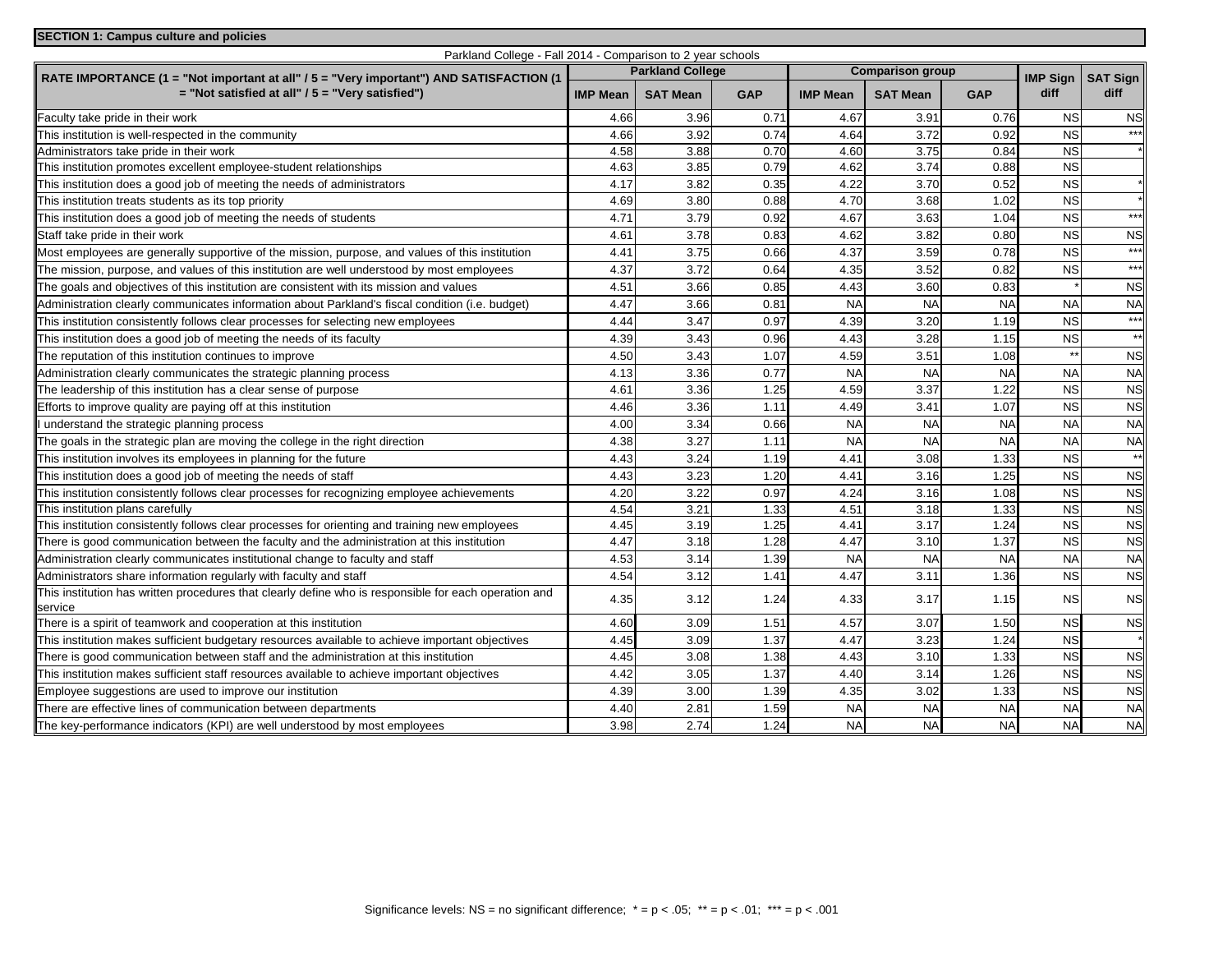**SECTION 1: Campus culture and policies**

Parkland College - Fall 2014 - Comparison to 2 year schools

| RATE IMPORTANCE (1 = "Not important at all" / 5 = "Very important") AND SATISFACTION (1 = "Not satisfied at all" / 5 = "Very satisfied") | Parkland College | | | Comparison group | | | IMP Sign diff | SAT Sign diff |
|---|---|---|---|---|---|---|---|---|
| | IMP Mean | SAT Mean | GAP | IMP Mean | SAT Mean | GAP | | |
| Faculty take pride in their work | 4.66 | 3.96 | 0.71 | 4.67 | 3.91 | 0.76 | NS | NS |
| This institution is well-respected in the community | 4.66 | 3.92 | 0.74 | 4.64 | 3.72 | 0.92 | NS | *** |
| Administrators take pride in their work | 4.58 | 3.88 | 0.70 | 4.60 | 3.75 | 0.84 | NS | * |
| This institution promotes excellent employee-student relationships | 4.63 | 3.85 | 0.79 | 4.62 | 3.74 | 0.88 | NS | |
| This institution does a good job of meeting the needs of administrators | 4.17 | 3.82 | 0.35 | 4.22 | 3.70 | 0.52 | NS | * |
| This institution treats students as its top priority | 4.69 | 3.80 | 0.88 | 4.70 | 3.68 | 1.02 | NS | * |
| This institution does a good job of meeting the needs of students | 4.71 | 3.79 | 0.92 | 4.67 | 3.63 | 1.04 | NS | *** |
| Staff take pride in their work | 4.61 | 3.78 | 0.83 | 4.62 | 3.82 | 0.80 | NS | NS |
| Most employees are generally supportive of the mission, purpose, and values of this institution | 4.41 | 3.75 | 0.66 | 4.37 | 3.59 | 0.78 | NS | *** |
| The mission, purpose, and values of this institution are well understood by most employees | 4.37 | 3.72 | 0.64 | 4.35 | 3.52 | 0.82 | NS | *** |
| The goals and objectives of this institution are consistent with its mission and values | 4.51 | 3.66 | 0.85 | 4.43 | 3.60 | 0.83 | * | NS |
| Administration clearly communicates information about Parkland's fiscal condition (i.e. budget) | 4.47 | 3.66 | 0.81 | NA | NA | NA | NA | NA |
| This institution consistently follows clear processes for selecting new employees | 4.44 | 3.47 | 0.97 | 4.39 | 3.20 | 1.19 | NS | *** |
| This institution does a good job of meeting the needs of its faculty | 4.39 | 3.43 | 0.96 | 4.43 | 3.28 | 1.15 | NS | ** |
| The reputation of this institution continues to improve | 4.50 | 3.43 | 1.07 | 4.59 | 3.51 | 1.08 | ** | NS |
| Administration clearly communicates the strategic planning process | 4.13 | 3.36 | 0.77 | NA | NA | NA | NA | NA |
| The leadership of this institution has a clear sense of purpose | 4.61 | 3.36 | 1.25 | 4.59 | 3.37 | 1.22 | NS | NS |
| Efforts to improve quality are paying off at this institution | 4.46 | 3.36 | 1.11 | 4.49 | 3.41 | 1.07 | NS | NS |
| I understand the strategic planning process | 4.00 | 3.34 | 0.66 | NA | NA | NA | NA | NA |
| The goals in the strategic plan are moving the college in the right direction | 4.38 | 3.27 | 1.11 | NA | NA | NA | NA | NA |
| This institution involves its employees in planning for the future | 4.43 | 3.24 | 1.19 | 4.41 | 3.08 | 1.33 | NS | ** |
| This institution does a good job of meeting the needs of staff | 4.43 | 3.23 | 1.20 | 4.41 | 3.16 | 1.25 | NS | NS |
| This institution consistently follows clear processes for recognizing employee achievements | 4.20 | 3.22 | 0.97 | 4.24 | 3.16 | 1.08 | NS | NS |
| This institution plans carefully | 4.54 | 3.21 | 1.33 | 4.51 | 3.18 | 1.33 | NS | NS |
| This institution consistently follows clear processes for orienting and training new employees | 4.45 | 3.19 | 1.25 | 4.41 | 3.17 | 1.24 | NS | NS |
| There is good communication between the faculty and the administration at this institution | 4.47 | 3.18 | 1.28 | 4.47 | 3.10 | 1.37 | NS | NS |
| Administration clearly communicates institutional change to faculty and staff | 4.53 | 3.14 | 1.39 | NA | NA | NA | NA | NA |
| Administrators share information regularly with faculty and staff | 4.54 | 3.12 | 1.41 | 4.47 | 3.11 | 1.36 | NS | NS |
| This institution has written procedures that clearly define who is responsible for each operation and service | 4.35 | 3.12 | 1.24 | 4.33 | 3.17 | 1.15 | NS | NS |
| There is a spirit of teamwork and cooperation at this institution | 4.60 | 3.09 | 1.51 | 4.57 | 3.07 | 1.50 | NS | NS |
| This institution makes sufficient budgetary resources available to achieve important objectives | 4.45 | 3.09 | 1.37 | 4.47 | 3.23 | 1.24 | NS | * |
| There is good communication between staff and the administration at this institution | 4.45 | 3.08 | 1.38 | 4.43 | 3.10 | 1.33 | NS | NS |
| This institution makes sufficient staff resources available to achieve important objectives | 4.42 | 3.05 | 1.37 | 4.40 | 3.14 | 1.26 | NS | NS |
| Employee suggestions are used to improve our institution | 4.39 | 3.00 | 1.39 | 4.35 | 3.02 | 1.33 | NS | NS |
| There are effective lines of communication between departments | 4.40 | 2.81 | 1.59 | NA | NA | NA | NA | NA |
| The key-performance indicators (KPI) are well understood by most employees | 3.98 | 2.74 | 1.24 | NA | NA | NA | NA | NA |

Significance levels: NS = no significant difference; * = $p < .05$; ** = $p < .01$; *** = $p < .001$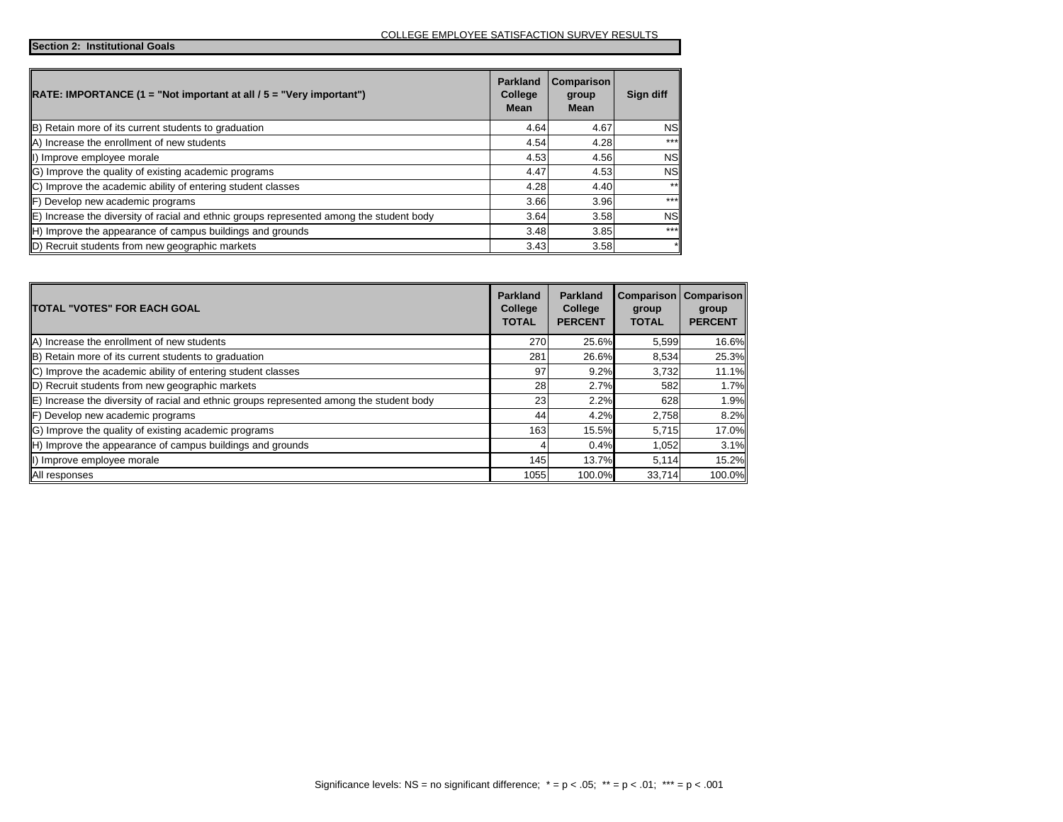COLLEGE EMPLOYEE SATISFACTION SURVEY RESULTS

**Section 2: Institutional Goals**

| RATE: IMPORTANCE (1 = "Not important at all / 5 = "Very important") | Parkland College Mean | Comparison group Mean | Sign diff |
|---|---|---|---|
| B) Retain more of its current students to graduation | 4.64 | 4.67 | NS |
| A) Increase the enrollment of new students | 4.54 | 4.28 | *** |
| I) Improve employee morale | 4.53 | 4.56 | NS |
| G) Improve the quality of existing academic programs | 4.47 | 4.53 | NS |
| C) Improve the academic ability of entering student classes | 4.28 | 4.40 | ** |
| F) Develop new academic programs | 3.66 | 3.96 | *** |
| E) Increase the diversity of racial and ethnic groups represented among the student body | 3.64 | 3.58 | NS |
| H) Improve the appearance of campus buildings and grounds | 3.48 | 3.85 | *** |
| D) Recruit students from new geographic markets | 3.43 | 3.58 | * |

| TOTAL "VOTES" FOR EACH GOAL | Parkland College TOTAL | Parkland College PERCENT | Comparison group TOTAL | Comparison group PERCENT |
|---|---|---|---|---|
| A) Increase the enrollment of new students | 270 | 25.6% | 5,599 | 16.6% |
| B) Retain more of its current students to graduation | 281 | 26.6% | 8,534 | 25.3% |
| C) Improve the academic ability of entering student classes | 97 | 9.2% | 3,732 | 11.1% |
| D) Recruit students from new geographic markets | 28 | 2.7% | 582 | 1.7% |
| E) Increase the diversity of racial and ethnic groups represented among the student body | 23 | 2.2% | 628 | 1.9% |
| F) Develop new academic programs | 44 | 4.2% | 2,758 | 8.2% |
| G) Improve the quality of existing academic programs | 163 | 15.5% | 5,715 | 17.0% |
| H) Improve the appearance of campus buildings and grounds | 4 | 0.4% | 1,052 | 3.1% |
| I) Improve employee morale | 145 | 13.7% | 5,114 | 15.2% |
| All responses | 1055 | 100.0% | 33,714 | 100.0% |

Significance levels: NS = no significant difference; * = $p < .05$; ** = $p < .01$; *** = $p < .001$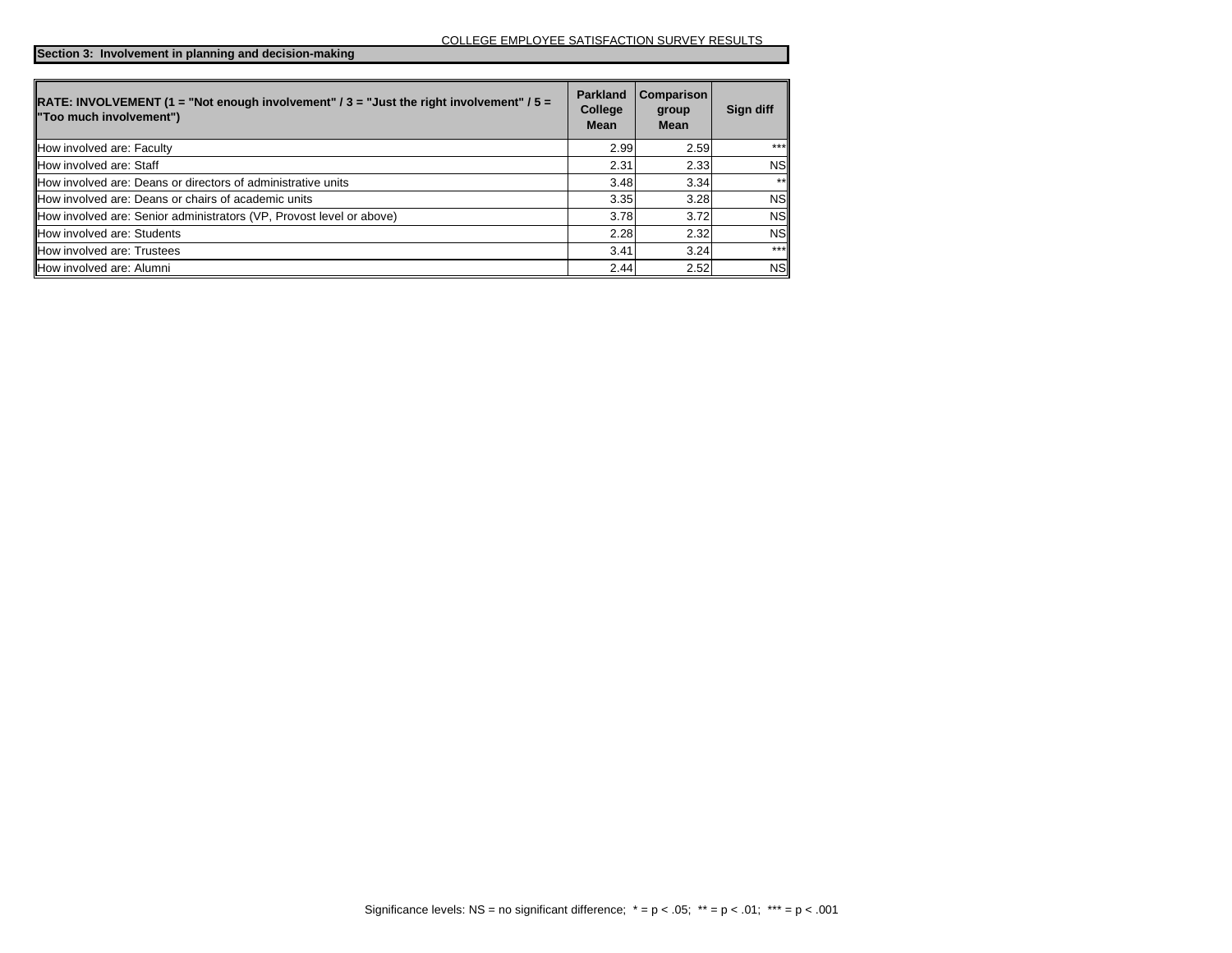COLLEGE EMPLOYEE SATISFACTION SURVEY RESULTS

**Section 3: Involvement in planning and decision-making**

| RATE: INVOLVEMENT (1 = "Not enough involvement" / 3 = "Just the right involvement" / 5 = "Too much involvement") | Parkland College Mean | Comparison group Mean | Sign diff |
|---|---|---|---|
| How involved are: Faculty | 2.99 | 2.59 | *** |
| How involved are: Staff | 2.31 | 2.33 | NS |
| How involved are: Deans or directors of administrative units | 3.48 | 3.34 | ** |
| How involved are: Deans or chairs of academic units | 3.35 | 3.28 | NS |
| How involved are: Senior administrators (VP, Provost level or above) | 3.78 | 3.72 | NS |
| How involved are: Students | 2.28 | 2.32 | NS |
| How involved are: Trustees | 3.41 | 3.24 | *** |
| How involved are: Alumni | 2.44 | 2.52 | NS |

Significance levels: NS = no significant difference; * = $p < .05$; ** = $p < .01$; *** = $p < .001$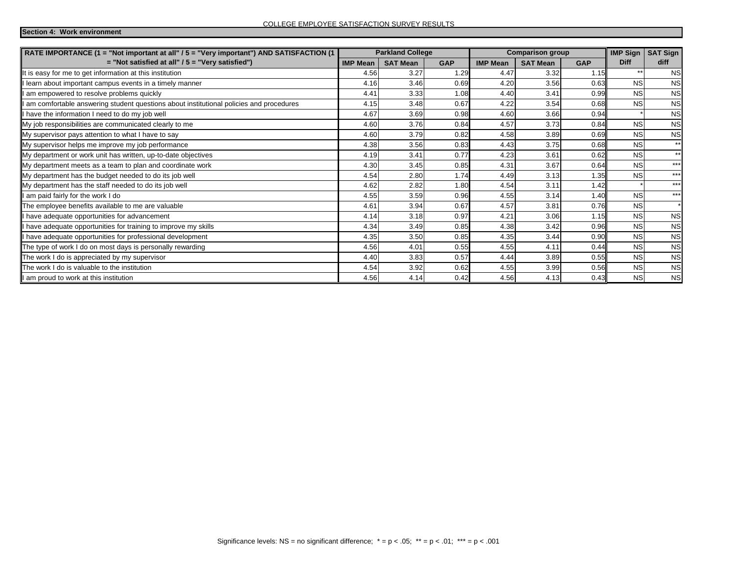COLLEGE EMPLOYEE SATISFACTION SURVEY RESULTS

**Section 4: Work environment**

| RATE IMPORTANCE (1 = "Not important at all" / 5 = "Very important") AND SATISFACTION (1 = "Not satisfied at all" / 5 = "Very satisfied") | Parkland College | | | Comparison group | | | IMP Sign Diff | SAT Sign diff |
|---|---|---|---|---|---|---|---|---|
| | IMP Mean | SAT Mean | GAP | IMP Mean | SAT Mean | GAP | | |
| It is easy for me to get information at this institution | 4.56 | 3.27 | 1.29 | 4.47 | 3.32 | 1.15 | ** | NS |
| I learn about important campus events in a timely manner | 4.16 | 3.46 | 0.69 | 4.20 | 3.56 | 0.63 | NS | NS |
| I am empowered to resolve problems quickly | 4.41 | 3.33 | 1.08 | 4.40 | 3.41 | 0.99 | NS | NS |
| I am comfortable answering student questions about institutional policies and procedures | 4.15 | 3.48 | 0.67 | 4.22 | 3.54 | 0.68 | NS | NS |
| I have the information I need to do my job well | 4.67 | 3.69 | 0.98 | 4.60 | 3.66 | 0.94 | * | NS |
| My job responsibilities are communicated clearly to me | 4.60 | 3.76 | 0.84 | 4.57 | 3.73 | 0.84 | NS | NS |
| My supervisor pays attention to what I have to say | 4.60 | 3.79 | 0.82 | 4.58 | 3.89 | 0.69 | NS | NS |
| My supervisor helps me improve my job performance | 4.38 | 3.56 | 0.83 | 4.43 | 3.75 | 0.68 | NS | ** |
| My department or work unit has written, up-to-date objectives | 4.19 | 3.41 | 0.77 | 4.23 | 3.61 | 0.62 | NS | ** |
| My department meets as a team to plan and coordinate work | 4.30 | 3.45 | 0.85 | 4.31 | 3.67 | 0.64 | NS | *** |
| My department has the budget needed to do its job well | 4.54 | 2.80 | 1.74 | 4.49 | 3.13 | 1.35 | NS | *** |
| My department has the staff needed to do its job well | 4.62 | 2.82 | 1.80 | 4.54 | 3.11 | 1.42 | * | *** |
| I am paid fairly for the work I do | 4.55 | 3.59 | 0.96 | 4.55 | 3.14 | 1.40 | NS | *** |
| The employee benefits available to me are valuable | 4.61 | 3.94 | 0.67 | 4.57 | 3.81 | 0.76 | NS | * |
| I have adequate opportunities for advancement | 4.14 | 3.18 | 0.97 | 4.21 | 3.06 | 1.15 | NS | NS |
| I have adequate opportunities for training to improve my skills | 4.34 | 3.49 | 0.85 | 4.38 | 3.42 | 0.96 | NS | NS |
| I have adequate opportunities for professional development | 4.35 | 3.50 | 0.85 | 4.35 | 3.44 | 0.90 | NS | NS |
| The type of work I do on most days is personally rewarding | 4.56 | 4.01 | 0.55 | 4.55 | 4.11 | 0.44 | NS | NS |
| The work I do is appreciated by my supervisor | 4.40 | 3.83 | 0.57 | 4.44 | 3.89 | 0.55 | NS | NS |
| The work I do is valuable to the institution | 4.54 | 3.92 | 0.62 | 4.55 | 3.99 | 0.56 | NS | NS |
| I am proud to work at this institution | 4.56 | 4.14 | 0.42 | 4.56 | 4.13 | 0.43 | NS | NS |

Significance levels: NS = no significant difference; * = $p < .05$; ** = $p < .01$; *** = $p < .001$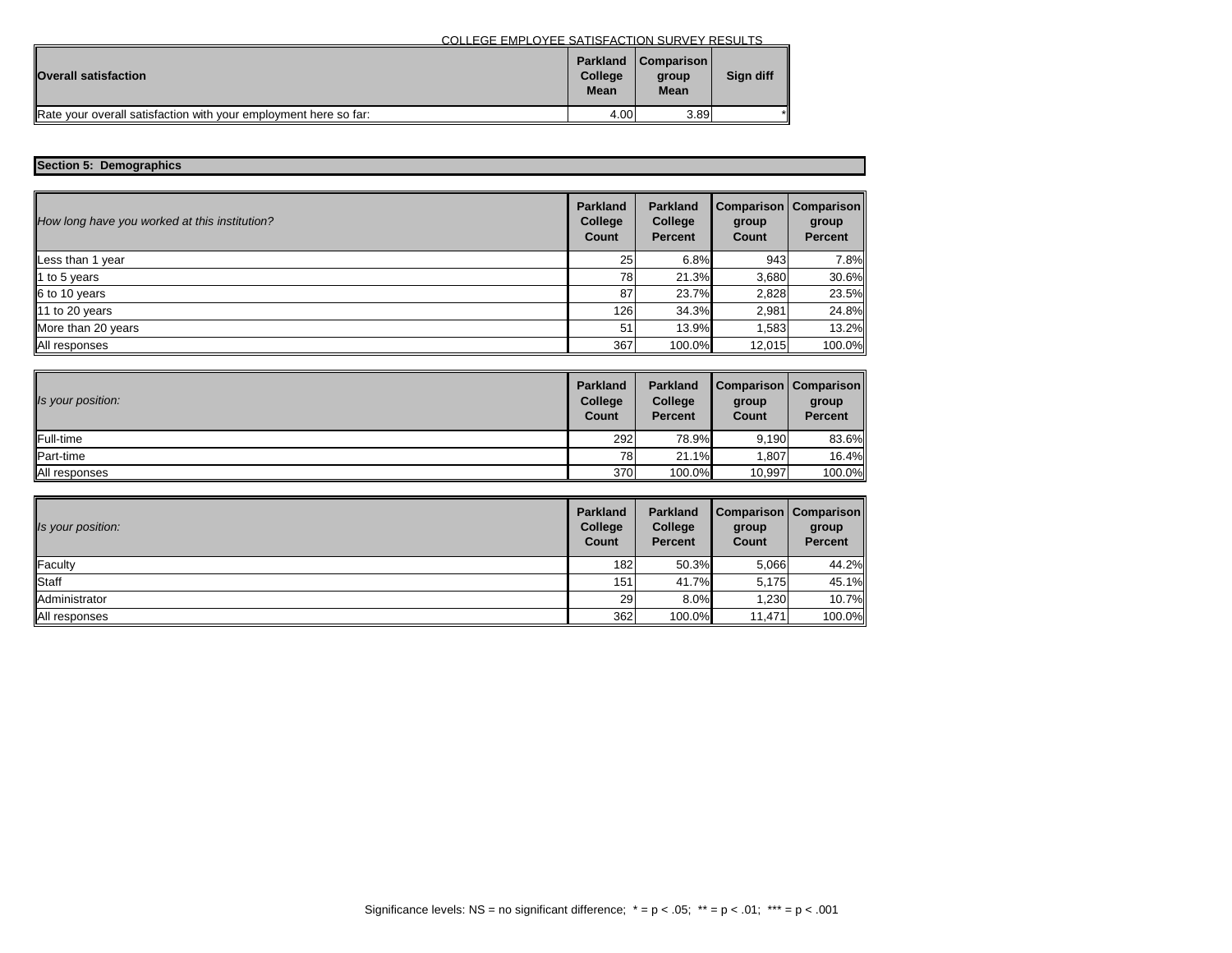COLLEGE EMPLOYEE SATISFACTION SURVEY RESULTS

| Overall satisfaction | Parkland College Mean | Comparison group Mean | Sign diff |
|---|---|---|---|
| Rate your overall satisfaction with your employment here so far: | 4.00 | 3.89 | * |

**Section 5: Demographics**

| *How long have you worked at this institution?* | Parkland College Count | Parkland College Percent | Comparison group Count | Comparison group Percent |
|---|---|---|---|---|
| Less than 1 year | 25 | 6.8% | 943 | 7.8% |
| 1 to 5 years | 78 | 21.3% | 3,680 | 30.6% |
| 6 to 10 years | 87 | 23.7% | 2,828 | 23.5% |
| 11 to 20 years | 126 | 34.3% | 2,981 | 24.8% |
| More than 20 years | 51 | 13.9% | 1,583 | 13.2% |
| All responses | 367 | 100.0% | 12,015 | 100.0% |

| *Is your position:* | Parkland College Count | Parkland College Percent | Comparison group Count | Comparison group Percent |
|---|---|---|---|---|
| Full-time | 292 | 78.9% | 9,190 | 83.6% |
| Part-time | 78 | 21.1% | 1,807 | 16.4% |
| All responses | 370 | 100.0% | 10,997 | 100.0% |

| *Is your position:* | Parkland College Count | Parkland College Percent | Comparison group Count | Comparison group Percent |
|---|---|---|---|---|
| Faculty | 182 | 50.3% | 5,066 | 44.2% |
| Staff | 151 | 41.7% | 5,175 | 45.1% |
| Administrator | 29 | 8.0% | 1,230 | 10.7% |
| All responses | 362 | 100.0% | 11,471 | 100.0% |

Significance levels: NS = no significant difference; * = $p < .05$; ** = $p < .01$; *** = $p < .001$